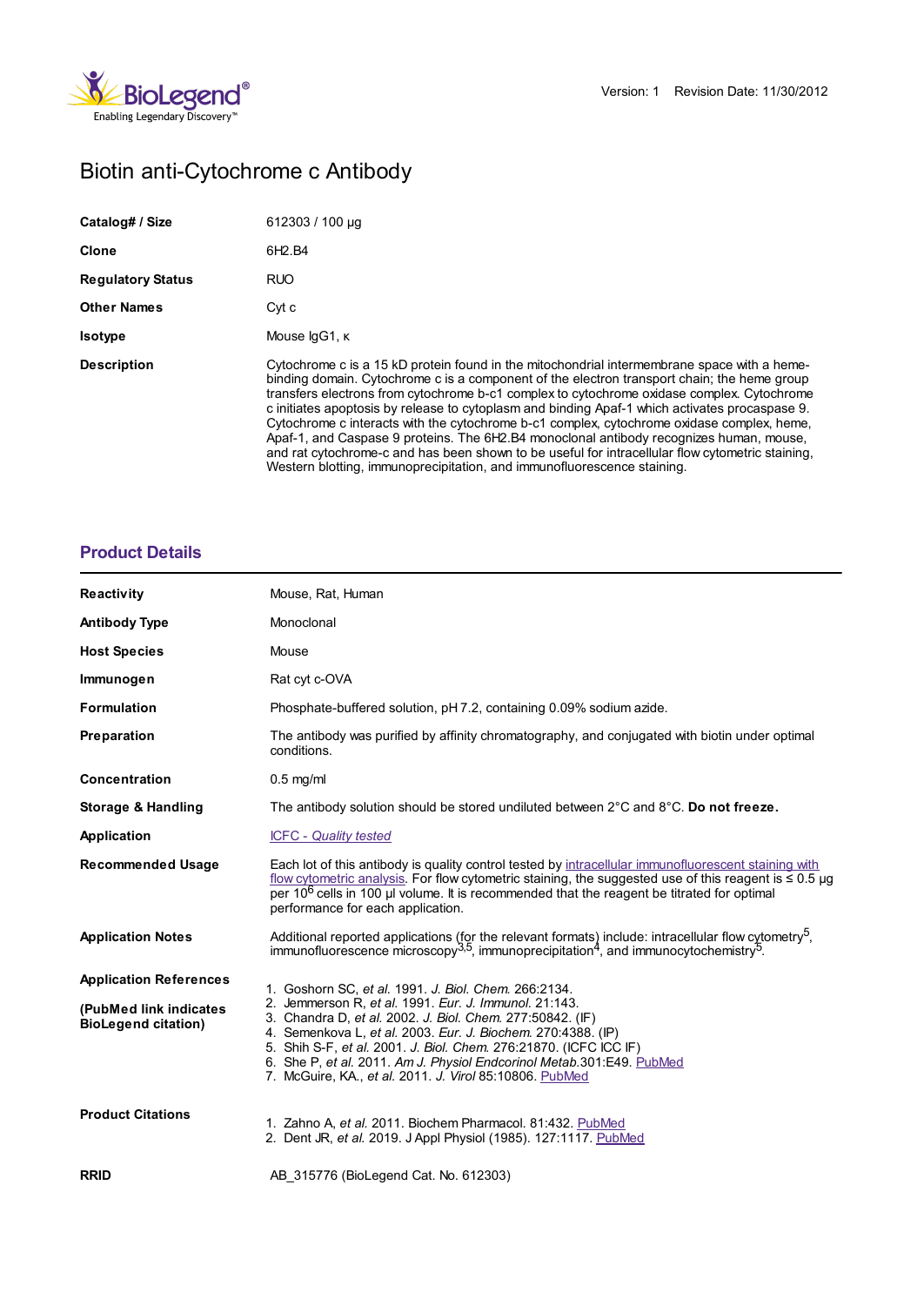Version: 1 Revision Date: 11/30/2012

# Biotin anti-Cytochrome c Antibody

| | |
|---|---|
| **Catalog# / Size** | 612303 / 100 µg |
| **Clone** | 6H2.B4 |
| **Regulatory Status** | RUO |
| **Other Names** | Cyt c |
| **Isotype** | Mouse IgG1, κ |
| **Description** | Cytochrome c is a 15 kD protein found in the mitochondrial intermembrane space with a heme-binding domain. Cytochrome c is a component of the electron transport chain; the heme group transfers electrons from cytochrome b-c1 complex to cytochrome oxidase complex. Cytochrome c initiates apoptosis by release to cytoplasm and binding Apaf-1 which activates procaspase 9. Cytochrome c interacts with the cytochrome b-c1 complex, cytochrome oxidase complex, heme, Apaf-1, and Caspase 9 proteins. The 6H2.B4 monoclonal antibody recognizes human, mouse, and rat cytochrome-c and has been shown to be useful for intracellular flow cytometric staining, Western blotting, immunoprecipitation, and immunofluorescence staining. |

## Product Details

| | |
|---|---|
| **Reactivity** | Mouse, Rat, Human |
| **Antibody Type** | Monoclonal |
| **Host Species** | Mouse |
| **Immunogen** | Rat cyt c-OVA |
| **Formulation** | Phosphate-buffered solution, pH 7.2, containing 0.09% sodium azide. |
| **Preparation** | The antibody was purified by affinity chromatography, and conjugated with biotin under optimal conditions. |
| **Concentration** | 0.5 mg/ml |
| **Storage & Handling** | The antibody solution should be stored undiluted between 2°C and 8°C. **Do not freeze.** |
| **Application** | *ICFC - Quality tested* |
| **Recommended Usage** | Each lot of this antibody is quality control tested by intracellular immunofluorescent staining with flow cytometric analysis. For flow cytometric staining, the suggested use of this reagent is ≤ 0.5 µg per $10^6$ cells in 100 µl volume. It is recommended that the reagent be titrated for optimal performance for each application. |
| **Application Notes** | Additional reported applications (for the relevant formats) include: intracellular flow cytometry[5], immunofluorescence microscopy[3,5], immunoprecipitation[4], and immunocytochemistry[5]. |
| **Application References** (PubMed link indicates BioLegend citation) | 1. Goshorn SC, *et al.* 1991. *J. Biol. Chem.* 266:2134.<br>2. Jemmerson R, *et al.* 1991. *Eur. J. Immunol.* 21:143.<br>3. Chandra D, *et al.* 2002. *J. Biol. Chem.* 277:50842. (IF)<br>4. Semenkova L, *et al.* 2003. *Eur. J. Biochem.* 270:4388. (IP)<br>5. Shih S-F, *et al.* 2001. *J. Biol. Chem.* 276:21870. (ICFC ICC IF)<br>6. She P, *et al.* 2011. *Am J. Physiol Endcorinol Metab.*301:E49. PubMed<br>7. McGuire, KA., *et al.* 2011. *J. Virol* 85:10806. PubMed |
| **Product Citations** | 1. Zahno A, *et al.* 2011. Biochem Pharmacol. 81:432. PubMed<br>2. Dent JR, *et al.* 2019. J Appl Physiol (1985). 127:1117. PubMed |
| **RRID** | AB_315776 (BioLegend Cat. No. 612303) |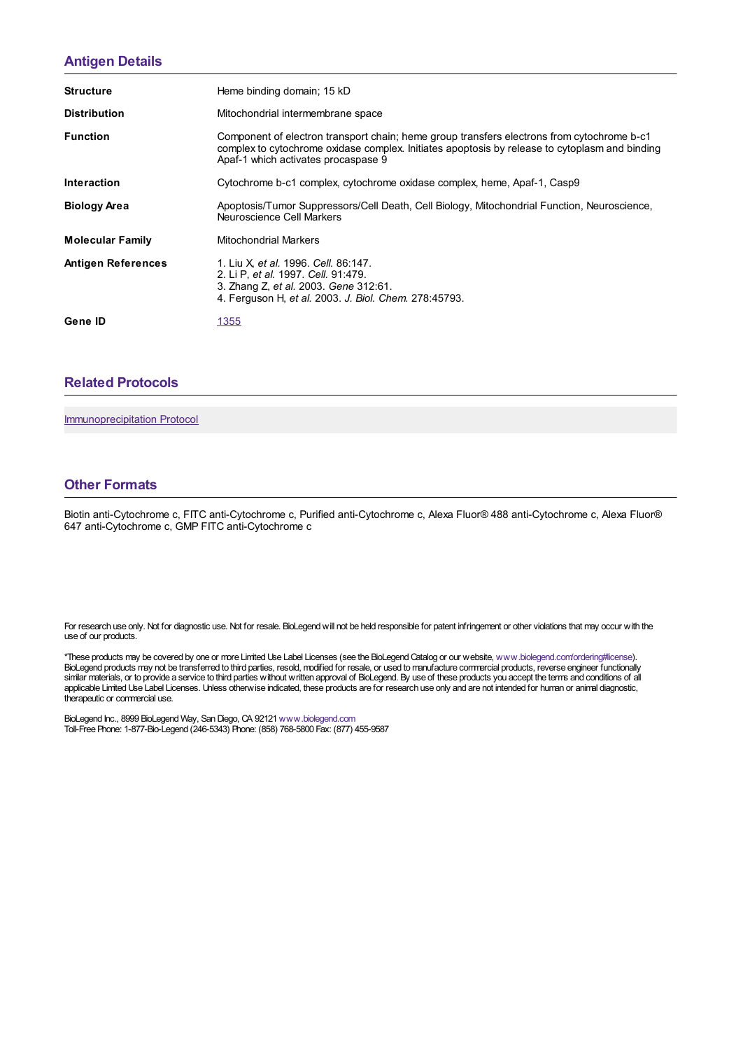## Antigen Details

| | |
|---|---|
| **Structure** | Heme binding domain; 15 kD |
| **Distribution** | Mitochondrial intermembrane space |
| **Function** | Component of electron transport chain; heme group transfers electrons from cytochrome b-c1 complex to cytochrome oxidase complex. Initiates apoptosis by release to cytoplasm and binding Apaf-1 which activates procaspase 9 |
| **Interaction** | Cytochrome b-c1 complex, cytochrome oxidase complex, heme, Apaf-1, Casp9 |
| **Biology Area** | Apoptosis/Tumor Suppressors/Cell Death, Cell Biology, Mitochondrial Function, Neuroscience, Neuroscience Cell Markers |
| **Molecular Family** | Mitochondrial Markers |
| **Antigen References** | 1. Liu X, *et al.* 1996. *Cell.* 86:147.<br>2. Li P, *et al.* 1997. *Cell.* 91:479.<br>3. Zhang Z, *et al.* 2003. *Gene* 312:61.<br>4. Ferguson H, *et al.* 2003. *J. Biol. Chem.* 278:45793. |
| **Gene ID** | 1355 |

## Related Protocols

Immunoprecipitation Protocol

## Other Formats

Biotin anti-Cytochrome c, FITC anti-Cytochrome c, Purified anti-Cytochrome c, Alexa Fluor® 488 anti-Cytochrome c, Alexa Fluor® 647 anti-Cytochrome c, GMP FITC anti-Cytochrome c

For research use only. Not for diagnostic use. Not for resale. BioLegend will not be held responsible for patent infringement or other violations that may occur with the use of our products.

*These products may be covered by one or more Limited Use Label Licenses (see the BioLegend Catalog or our website, www.biolegend.com/ordering#license). BioLegend products may not be transferred to third parties, resold, modified for resale, or used to manufacture commercial products, reverse engineer functionally similar materials, or to provide a service to third parties without written approval of BioLegend. By use of these products you accept the terms and conditions of all applicable Limited Use Label Licenses. Unless otherwise indicated, these products are for research use only and are not intended for human or animal diagnostic, therapeutic or commercial use.

BioLegend Inc., 8999 BioLegend Way, San Diego, CA 92121 www.biolegend.com
Toll-Free Phone: 1-877-Bio-Legend (246-5343) Phone: (858) 768-5800 Fax: (877) 455-9587